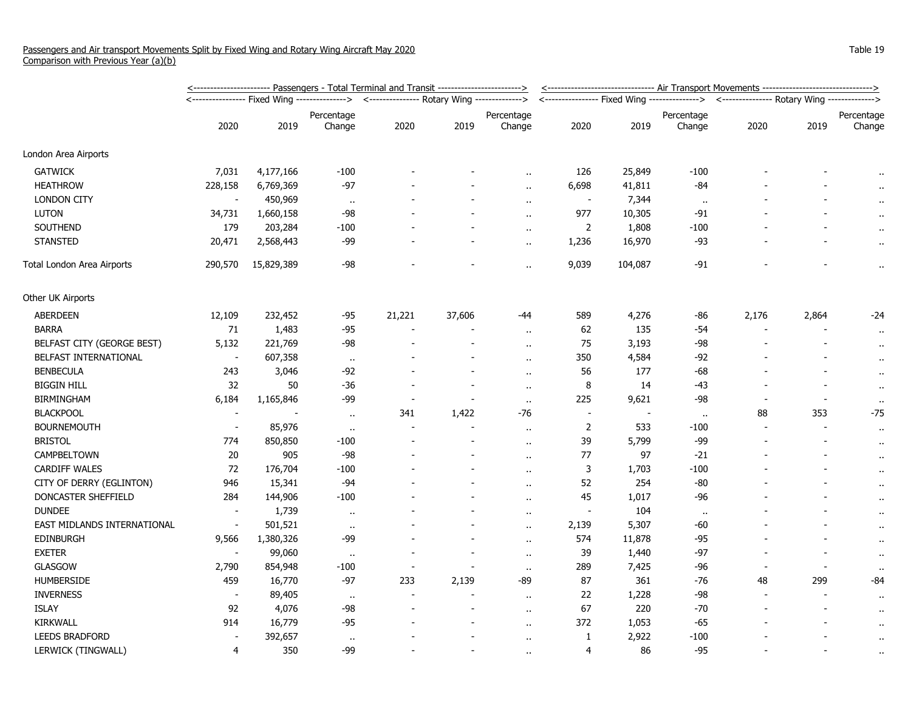Passengers and Air transport Movements Split by Fixed Wing and Rotary Wing Aircraft May 2020
Comparison with Previous Year (a)(b)

Table 19

| | Passengers - Total Terminal and Transit | | | | | | Air Transport Movements | | | | | |
|---|---|---|---|---|---|---|---|---|---|---|---|---|
| | Fixed Wing | | | Rotary Wing | | | Fixed Wing | | | Rotary Wing | | |
| | 2020 | 2019 | Percentage Change | 2020 | 2019 | Percentage Change | 2020 | 2019 | Percentage Change | 2020 | 2019 | Percentage Change |
| London Area Airports | | | | | | | | | | | | |
| GATWICK | 7,031 | 4,177,166 | -100 | - | - | .. | 126 | 25,849 | -100 | - | - | .. |
| HEATHROW | 228,158 | 6,769,369 | -97 | - | - | .. | 6,698 | 41,811 | -84 | - | - | .. |
| LONDON CITY | - | 450,969 | .. | - | - | .. | - | 7,344 | .. | - | - | .. |
| LUTON | 34,731 | 1,660,158 | -98 | - | - | .. | 977 | 10,305 | -91 | - | - | .. |
| SOUTHEND | 179 | 203,284 | -100 | - | - | .. | 2 | 1,808 | -100 | - | - | .. |
| STANSTED | 20,471 | 2,568,443 | -99 | - | - | .. | 1,236 | 16,970 | -93 | - | - | .. |
| Total London Area Airports | 290,570 | 15,829,389 | -98 | - | - | .. | 9,039 | 104,087 | -91 | - | - | .. |
| Other UK Airports | | | | | | | | | | | | |
| ABERDEEN | 12,109 | 232,452 | -95 | 21,221 | 37,606 | -44 | 589 | 4,276 | -86 | 2,176 | 2,864 | -24 |
| BARRA | 71 | 1,483 | -95 | - | - | .. | 62 | 135 | -54 | - | - | .. |
| BELFAST CITY (GEORGE BEST) | 5,132 | 221,769 | -98 | - | - | .. | 75 | 3,193 | -98 | - | - | .. |
| BELFAST INTERNATIONAL | - | 607,358 | .. | - | - | .. | 350 | 4,584 | -92 | - | - | .. |
| BENBECULA | 243 | 3,046 | -92 | - | - | .. | 56 | 177 | -68 | - | - | .. |
| BIGGIN HILL | 32 | 50 | -36 | - | - | .. | 8 | 14 | -43 | - | - | .. |
| BIRMINGHAM | 6,184 | 1,165,846 | -99 | - | - | .. | 225 | 9,621 | -98 | - | - | .. |
| BLACKPOOL | - | - | .. | 341 | 1,422 | -76 | - | - | .. | 88 | 353 | -75 |
| BOURNEMOUTH | - | 85,976 | .. | - | - | .. | 2 | 533 | -100 | - | - | .. |
| BRISTOL | 774 | 850,850 | -100 | - | - | .. | 39 | 5,799 | -99 | - | - | .. |
| CAMPBELTOWN | 20 | 905 | -98 | - | - | .. | 77 | 97 | -21 | - | - | .. |
| CARDIFF WALES | 72 | 176,704 | -100 | - | - | .. | 3 | 1,703 | -100 | - | - | .. |
| CITY OF DERRY (EGLINTON) | 946 | 15,341 | -94 | - | - | .. | 52 | 254 | -80 | - | - | .. |
| DONCASTER SHEFFIELD | 284 | 144,906 | -100 | - | - | .. | 45 | 1,017 | -96 | - | - | .. |
| DUNDEE | - | 1,739 | .. | - | - | .. | - | 104 | .. | - | - | .. |
| EAST MIDLANDS INTERNATIONAL | - | 501,521 | .. | - | - | .. | 2,139 | 5,307 | -60 | - | - | .. |
| EDINBURGH | 9,566 | 1,380,326 | -99 | - | - | .. | 574 | 11,878 | -95 | - | - | .. |
| EXETER | - | 99,060 | .. | - | - | .. | 39 | 1,440 | -97 | - | - | .. |
| GLASGOW | 2,790 | 854,948 | -100 | - | - | .. | 289 | 7,425 | -96 | - | - | .. |
| HUMBERSIDE | 459 | 16,770 | -97 | 233 | 2,139 | -89 | 87 | 361 | -76 | 48 | 299 | -84 |
| INVERNESS | - | 89,405 | .. | - | - | .. | 22 | 1,228 | -98 | - | - | .. |
| ISLAY | 92 | 4,076 | -98 | - | - | .. | 67 | 220 | -70 | - | - | .. |
| KIRKWALL | 914 | 16,779 | -95 | - | - | .. | 372 | 1,053 | -65 | - | - | .. |
| LEEDS BRADFORD | - | 392,657 | .. | - | - | .. | 1 | 2,922 | -100 | - | - | .. |
| LERWICK (TINGWALL) | 4 | 350 | -99 | - | - | .. | 4 | 86 | -95 | - | - | .. |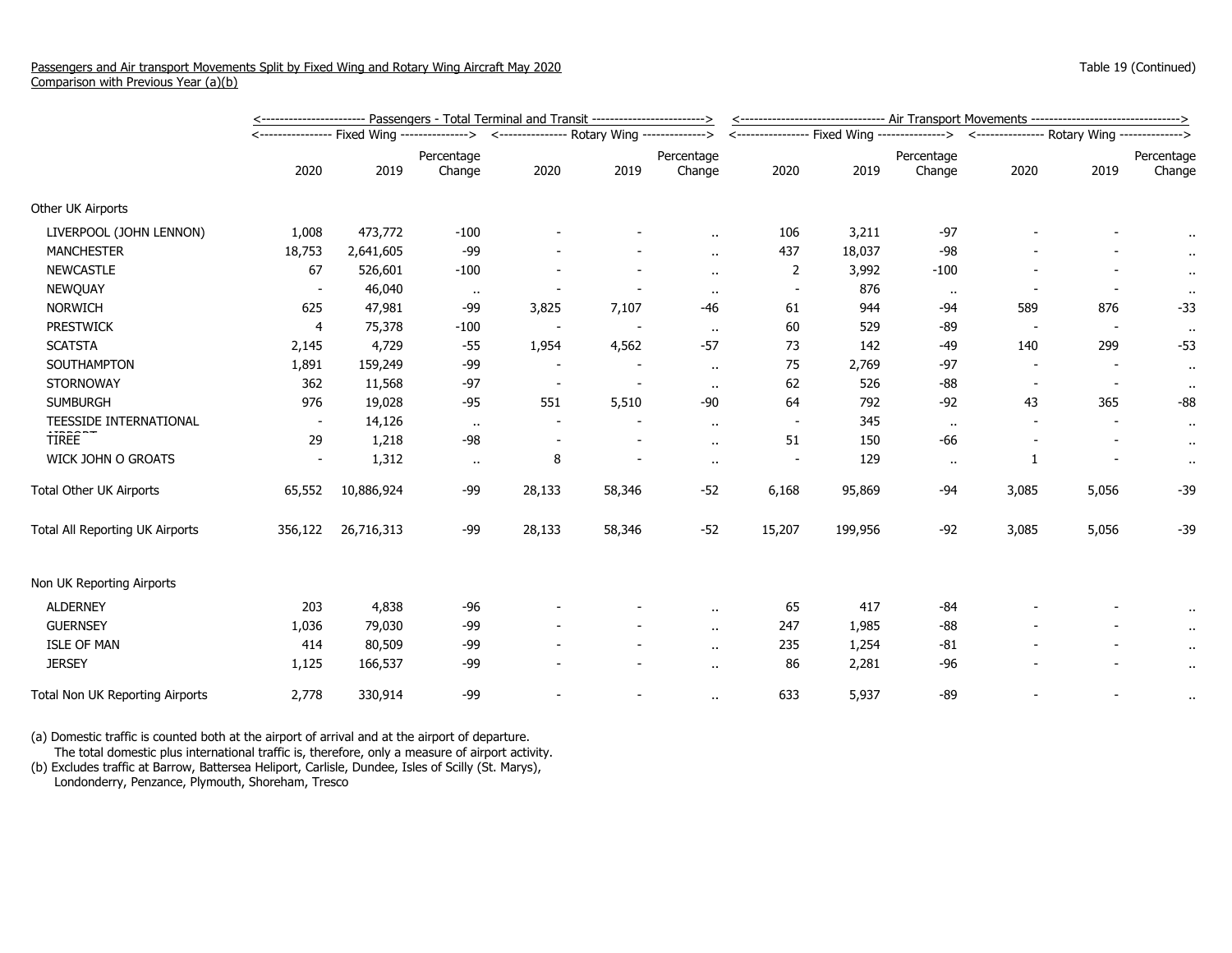Passengers and Air transport Movements Split by Fixed Wing and Rotary Wing Aircraft May 2020
Comparison with Previous Year (a)(b)

Table 19 (Continued)

| | Passengers - Total Terminal and Transit | | | | | | Air Transport Movements | | | | | |
|---|---|---|---|---|---|---|---|---|---|---|---|---|
| | Fixed Wing | | | Rotary Wing | | | Fixed Wing | | | Rotary Wing | | |
| | 2020 | 2019 | Percentage Change | 2020 | 2019 | Percentage Change | 2020 | 2019 | Percentage Change | 2020 | 2019 | Percentage Change |
| **Other UK Airports** | | | | | | | | | | | | |
| LIVERPOOL (JOHN LENNON) | 1,008 | 473,772 | -100 | - | - | .. | 106 | 3,211 | -97 | - | - | .. |
| MANCHESTER | 18,753 | 2,641,605 | -99 | - | - | .. | 437 | 18,037 | -98 | - | - | .. |
| NEWCASTLE | 67 | 526,601 | -100 | - | - | .. | 2 | 3,992 | -100 | - | - | .. |
| NEWQUAY | - | 46,040 | .. | - | - | .. | - | 876 | .. | - | - | .. |
| NORWICH | 625 | 47,981 | -99 | 3,825 | 7,107 | -46 | 61 | 944 | -94 | 589 | 876 | -33 |
| PRESTWICK | 4 | 75,378 | -100 | - | - | .. | 60 | 529 | -89 | - | - | .. |
| SCATSTA | 2,145 | 4,729 | -55 | 1,954 | 4,562 | -57 | 73 | 142 | -49 | 140 | 299 | -53 |
| SOUTHAMPTON | 1,891 | 159,249 | -99 | - | - | .. | 75 | 2,769 | -97 | - | - | .. |
| STORNOWAY | 362 | 11,568 | -97 | - | - | .. | 62 | 526 | -88 | - | - | .. |
| SUMBURGH | 976 | 19,028 | -95 | 551 | 5,510 | -90 | 64 | 792 | -92 | 43 | 365 | -88 |
| TEESSIDE INTERNATIONAL AIRPORT | - | 14,126 | .. | - | - | .. | - | 345 | .. | - | - | .. |
| TIREE | 29 | 1,218 | -98 | - | - | .. | 51 | 150 | -66 | - | - | .. |
| WICK JOHN O GROATS | - | 1,312 | .. | 8 | - | .. | - | 129 | .. | 1 | - | .. |
| **Total Other UK Airports** | 65,552 | 10,886,924 | -99 | 28,133 | 58,346 | -52 | 6,168 | 95,869 | -94 | 3,085 | 5,056 | -39 |
| **Total All Reporting UK Airports** | 356,122 | 26,716,313 | -99 | 28,133 | 58,346 | -52 | 15,207 | 199,956 | -92 | 3,085 | 5,056 | -39 |
| **Non UK Reporting Airports** | | | | | | | | | | | | |
| ALDERNEY | 203 | 4,838 | -96 | - | - | .. | 65 | 417 | -84 | - | - | .. |
| GUERNSEY | 1,036 | 79,030 | -99 | - | - | .. | 247 | 1,985 | -88 | - | - | .. |
| ISLE OF MAN | 414 | 80,509 | -99 | - | - | .. | 235 | 1,254 | -81 | - | - | .. |
| JERSEY | 1,125 | 166,537 | -99 | - | - | .. | 86 | 2,281 | -96 | - | - | .. |
| **Total Non UK Reporting Airports** | 2,778 | 330,914 | -99 | - | - | .. | 633 | 5,937 | -89 | - | - | .. |

(a) Domestic traffic is counted both at the airport of arrival and at the airport of departure.
The total domestic plus international traffic is, therefore, only a measure of airport activity.
(b) Excludes traffic at Barrow, Battersea Heliport, Carlisle, Dundee, Isles of Scilly (St. Marys), Londonderry, Penzance, Plymouth, Shoreham, Tresco